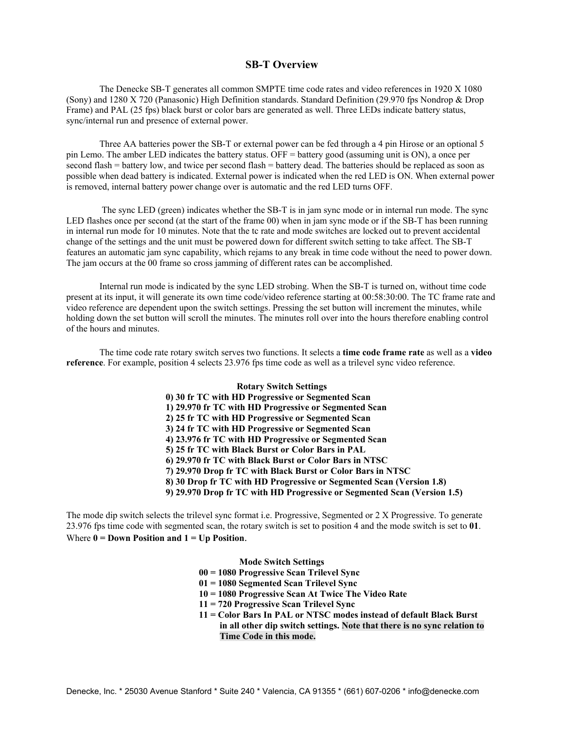## SB-T Overview

The Denecke SB-T generates all common SMPTE time code rates and video references in 1920 X 1080 (Sony) and 1280 X 720 (Panasonic) High Definition standards. Standard Definition (29.970 fps Nondrop & Drop Frame) and PAL (25 fps) black burst or color bars are generated as well. Three LEDs indicate battery status, sync/internal run and presence of external power.

Three AA batteries power the SB-T or external power can be fed through a 4 pin Hirose or an optional 5 pin Lemo. The amber LED indicates the battery status. OFF = battery good (assuming unit is ON), a once per second flash = battery low, and twice per second flash = battery dead. The batteries should be replaced as soon as possible when dead battery is indicated. External power is indicated when the red LED is ON. When external power is removed, internal battery power change over is automatic and the red LED turns OFF.

The sync LED (green) indicates whether the SB-T is in jam sync mode or in internal run mode. The sync LED flashes once per second (at the start of the frame 00) when in jam sync mode or if the SB-T has been running in internal run mode for 10 minutes. Note that the tc rate and mode switches are locked out to prevent accidental change of the settings and the unit must be powered down for different switch setting to take affect. The SB-T features an automatic jam sync capability, which rejams to any break in time code without the need to power down. The jam occurs at the 00 frame so cross jamming of different rates can be accomplished.

Internal run mode is indicated by the sync LED strobing. When the SB-T is turned on, without time code present at its input, it will generate its own time code/video reference starting at 00:58:30:00. The TC frame rate and video reference are dependent upon the switch settings. Pressing the set button will increment the minutes, while holding down the set button will scroll the minutes. The minutes roll over into the hours therefore enabling control of the hours and minutes.

The time code rate rotary switch serves two functions. It selects a **time code frame rate** as well as a **video reference**. For example, position 4 selects 23.976 fps time code as well as a trilevel sync video reference.

**Rotary Switch Settings**

**0) 30 fr TC with HD Progressive or Segmented Scan**
**1) 29.970 fr TC with HD Progressive or Segmented Scan**
**2) 25 fr TC with HD Progressive or Segmented Scan**
**3) 24 fr TC with HD Progressive or Segmented Scan**
**4) 23.976 fr TC with HD Progressive or Segmented Scan**
**5) 25 fr TC with Black Burst or Color Bars in PAL**
**6) 29.970 fr TC with Black Burst or Color Bars in NTSC**
**7) 29.970 Drop fr TC with Black Burst or Color Bars in NTSC**
**8) 30 Drop fr TC with HD Progressive or Segmented Scan (Version 1.8)**
**9) 29.970 Drop fr TC with HD Progressive or Segmented Scan (Version 1.5)**

The mode dip switch selects the trilevel sync format i.e. Progressive, Segmented or 2 X Progressive. To generate 23.976 fps time code with segmented scan, the rotary switch is set to position 4 and the mode switch is set to **01**. Where **0 = Down Position and 1 = Up Position**.

**Mode Switch Settings**

**00 = 1080 Progressive Scan Trilevel Sync**
**01 = 1080 Segmented Scan Trilevel Sync**
**10 = 1080 Progressive Scan At Twice The Video Rate**
**11 = 720 Progressive Scan Trilevel Sync**
**11 = Color Bars In PAL or NTSC modes instead of default Black Burst in all other dip switch settings. Note that there is no sync relation to Time Code in this mode.**

Denecke, Inc. * 25030 Avenue Stanford * Suite 240 * Valencia, CA 91355 * (661) 607-0206 * info@denecke.com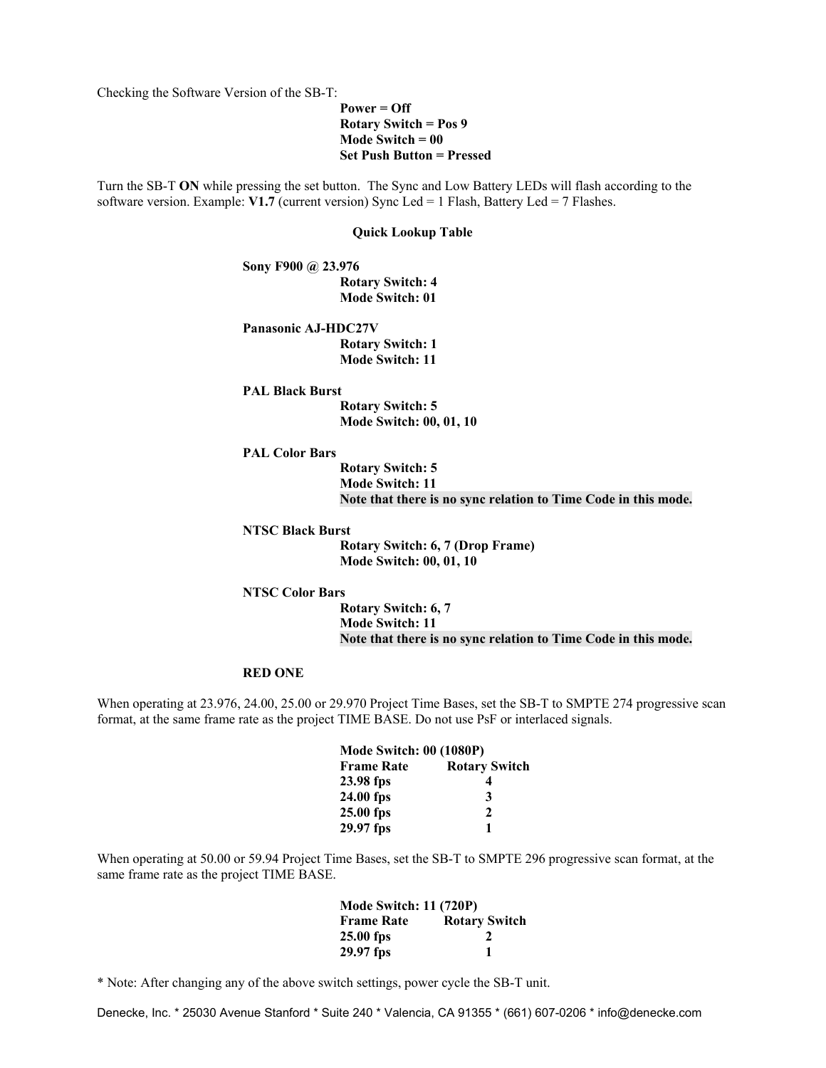Checking the Software Version of the SB-T:

**Power = Off**
**Rotary Switch = Pos 9**
**Mode Switch = 00**
**Set Push Button = Pressed**

Turn the SB-T **ON** while pressing the set button. The Sync and Low Battery LEDs will flash according to the software version. Example: **V1.7** (current version) Sync Led = 1 Flash, Battery Led = 7 Flashes.

**Quick Lookup Table**

**Sony F900 @ 23.976**
**Rotary Switch: 4**
**Mode Switch: 01**

**Panasonic AJ-HDC27V**
**Rotary Switch: 1**
**Mode Switch: 11**

**PAL Black Burst**
**Rotary Switch: 5**
**Mode Switch: 00, 01, 10**

**PAL Color Bars**
**Rotary Switch: 5**
**Mode Switch: 11**
**Note that there is no sync relation to Time Code in this mode.**

**NTSC Black Burst**
**Rotary Switch: 6, 7 (Drop Frame)**
**Mode Switch: 00, 01, 10**

**NTSC Color Bars**
**Rotary Switch: 6, 7**
**Mode Switch: 11**
**Note that there is no sync relation to Time Code in this mode.**

**RED ONE**

When operating at 23.976, 24.00, 25.00 or 29.970 Project Time Bases, set the SB-T to SMPTE 274 progressive scan format, at the same frame rate as the project TIME BASE. Do not use PsF or interlaced signals.

**Mode Switch: 00 (1080P)**

| Frame Rate | Rotary Switch |
|---|---|
| 23.98 fps | 4 |
| 24.00 fps | 3 |
| 25.00 fps | 2 |
| 29.97 fps | 1 |

When operating at 50.00 or 59.94 Project Time Bases, set the SB-T to SMPTE 296 progressive scan format, at the same frame rate as the project TIME BASE.

**Mode Switch: 11 (720P)**

| Frame Rate | Rotary Switch |
|---|---|
| 25.00 fps | 2 |
| 29.97 fps | 1 |

* Note: After changing any of the above switch settings, power cycle the SB-T unit.

Denecke, Inc. * 25030 Avenue Stanford * Suite 240 * Valencia, CA 91355 * (661) 607-0206 * info@denecke.com